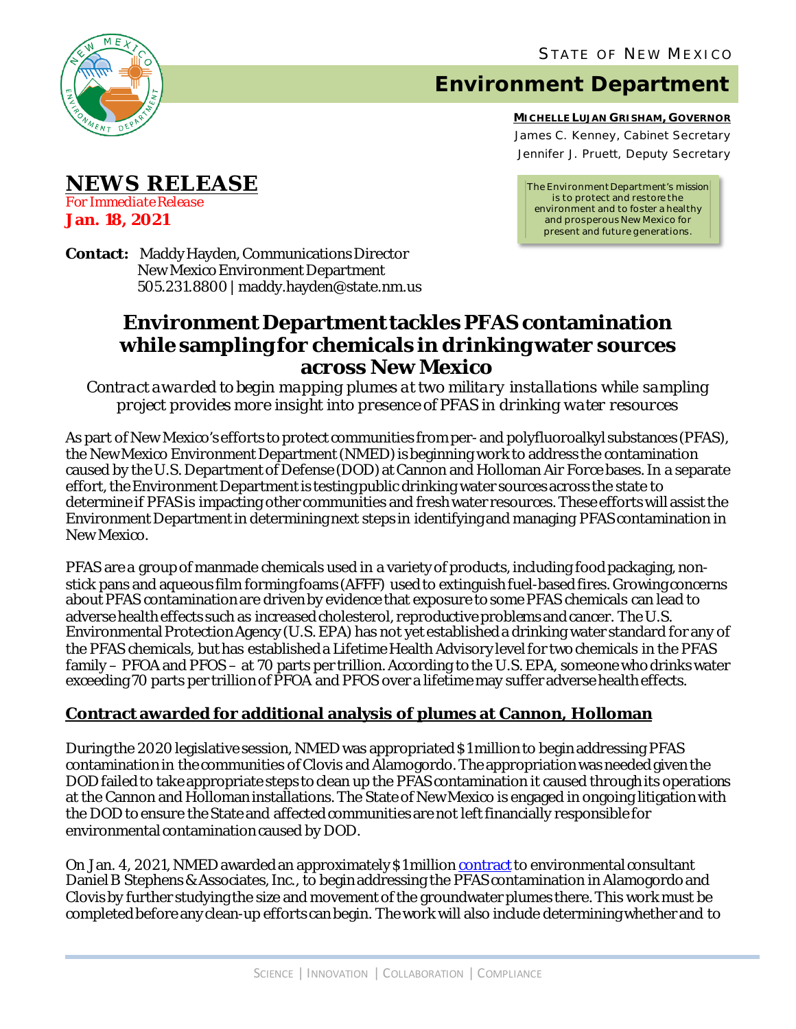STATE OF NEW MEXICO

# Environment Department

**MICHELLE LUJAN GRISHAM, GOVERNOR**
James C. Kenney, Cabinet Secretary
Jennifer J. Pruett, Deputy Secretary

The Environment Department's mission is to protect and restore the environment and to foster a healthy and prosperous New Mexico for present and future generations.

## NEWS RELEASE

*For Immediate Release*
**Jan. 18, 2021**

**Contact:** Maddy Hayden, Communications Director
New Mexico Environment Department
505.231.8800 | maddy.hayden@state.nm.us

# Environment Department tackles PFAS contamination while sampling for chemicals in drinking water sources across New Mexico

*Contract awarded to begin mapping plumes at two military installations while sampling project provides more insight into presence of PFAS in drinking water resources*

As part of New Mexico's efforts to protect communities from per- and polyfluoroalkyl substances (PFAS), the New Mexico Environment Department (NMED) is beginning work to address the contamination caused by the U.S. Department of Defense (DOD) at Cannon and Holloman Air Force bases. In a separate effort, the Environment Department is testing public drinking water sources across the state to determine if PFAS is impacting other communities and fresh water resources. These efforts will assist the Environment Department in determining next steps in identifying and managing PFAS contamination in New Mexico.

PFAS are a group of manmade chemicals used in a variety of products, including food packaging, non-stick pans and aqueous film forming foams (AFFF) used to extinguish fuel-based fires. Growing concerns about PFAS contamination are driven by evidence that exposure to some PFAS chemicals can lead to adverse health effects such as increased cholesterol, reproductive problems and cancer. The U.S. Environmental Protection Agency (U.S. EPA) has not yet established a drinking water standard for any of the PFAS chemicals, but has established a Lifetime Health Advisory level for two chemicals in the PFAS family – PFOA and PFOS – at 70 parts per trillion. According to the U.S. EPA, someone who drinks water exceeding 70 parts per trillion of PFOA and PFOS over a lifetime may suffer adverse health effects.

## Contract awarded for additional analysis of plumes at Cannon, Holloman

During the 2020 legislative session, NMED was appropriated $1 million to begin addressing PFAS contamination in the communities of Clovis and Alamogordo. The appropriation was needed given the DOD failed to take appropriate steps to clean up the PFAS contamination it caused through its operations at the Cannon and Holloman installations. The State of New Mexico is engaged in ongoing litigation with the DOD to ensure the State and affected communities are not left financially responsible for environmental contamination caused by DOD.

On Jan. 4, 2021, NMED awarded an approximately $1 million contract to environmental consultant Daniel B Stephens & Associates, Inc., to begin addressing the PFAS contamination in Alamogordo and Clovis by further studying the size and movement of the groundwater plumes there. This work must be completed before any clean-up efforts can begin. The work will also include determining whether and to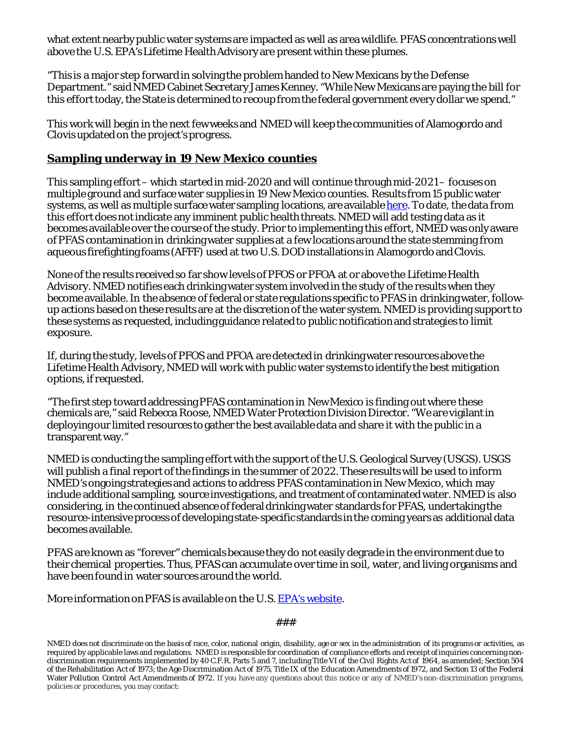what extent nearby public water systems are impacted as well as area wildlife. PFAS concentrations well above the U.S. EPA's Lifetime Health Advisory are present within these plumes.

"This is a major step forward in solving the problem handed to New Mexicans by the Defense Department." said NMED Cabinet Secretary James Kenney. "While New Mexicans are paying the bill for this effort today, the State is determined to recoup from the federal government every dollar we spend."

This work will begin in the next few weeks and NMED will keep the communities of Alamogordo and Clovis updated on the project's progress.

## Sampling underway in 19 New Mexico counties

This sampling effort – which started in mid-2020 and will continue through mid-2021– focuses on multiple ground and surface water supplies in 19 New Mexico counties. Results from 15 public water systems, as well as multiple surface water sampling locations, are available here. To date, the data from this effort does not indicate any imminent public health threats. NMED will add testing data as it becomes available over the course of the study. Prior to implementing this effort, NMED was only aware of PFAS contamination in drinking water supplies at a few locations around the state stemming from aqueous firefighting foams (AFFF) used at two U.S. DOD installations in Alamogordo and Clovis.

None of the results received so far show levels of PFOS or PFOA at or above the Lifetime Health Advisory. NMED notifies each drinking water system involved in the study of the results when they become available. In the absence of federal or state regulations specific to PFAS in drinking water, follow-up actions based on these results are at the discretion of the water system. NMED is providing support to these systems as requested, including guidance related to public notification and strategies to limit exposure.

If, during the study, levels of PFOS and PFOA are detected in drinking water resources above the Lifetime Health Advisory, NMED will work with public water systems to identify the best mitigation options, if requested.

"The first step toward addressing PFAS contamination in New Mexico is finding out where these chemicals are," said Rebecca Roose, NMED Water Protection Division Director. "We are vigilant in deploying our limited resources to gather the best available data and share it with the public in a transparent way."

NMED is conducting the sampling effort with the support of the U.S. Geological Survey (USGS). USGS will publish a final report of the findings in the summer of 2022. These results will be used to inform NMED's ongoing strategies and actions to address PFAS contamination in New Mexico, which may include additional sampling, source investigations, and treatment of contaminated water. NMED is also considering, in the continued absence of federal drinking water standards for PFAS, undertaking the resource-intensive process of developing state-specific standards in the coming years as additional data becomes available.

PFAS are known as "forever" chemicals because they do not easily degrade in the environment due to their chemical properties. Thus, PFAS can accumulate over time in soil, water, and living organisms and have been found in water sources around the world.

More information on PFAS is available on the U.S. EPA's website.

###

NMED does not discriminate on the basis of race, color, national origin, disability, age or sex in the administration of its programs or activities, as required by applicable laws and regulations. NMED is responsible for coordination of compliance efforts and receipt of inquiries concerning non-discrimination requirements implemented by 40 C.F.R. Parts 5 and 7, including Title VI of the Civil Rights Act of 1964, as amended; Section 504 of the Rehabilitation Act of 1973; the Age Discrimination Act of 1975, Title IX of the Education Amendments of 1972, and Section 13 of the Federal Water Pollution Control Act Amendments of 1972. If you have any questions about this notice or any of NMED's non-discrimination programs, policies or procedures, you may contact: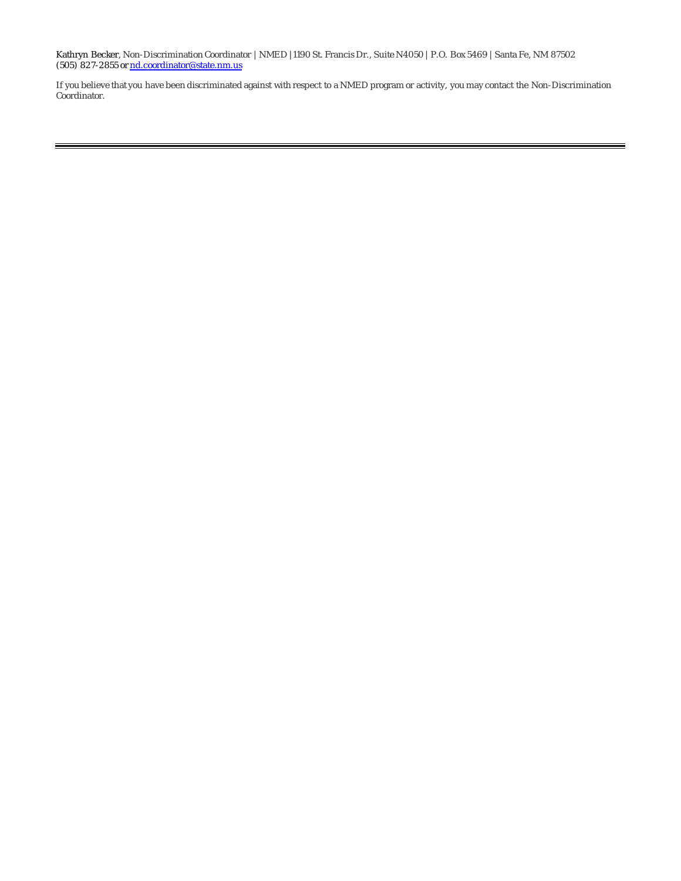Kathryn Becker, Non-Discrimination Coordinator | NMED | 1190 St. Francis Dr., Suite N4050 | P.O. Box 5469 | Santa Fe, NM 87502
(505) 827-2855 or nd.coordinator@state.nm.us

If you believe that you have been discriminated against with respect to a NMED program or activity, you may contact the Non-Discrimination Coordinator.